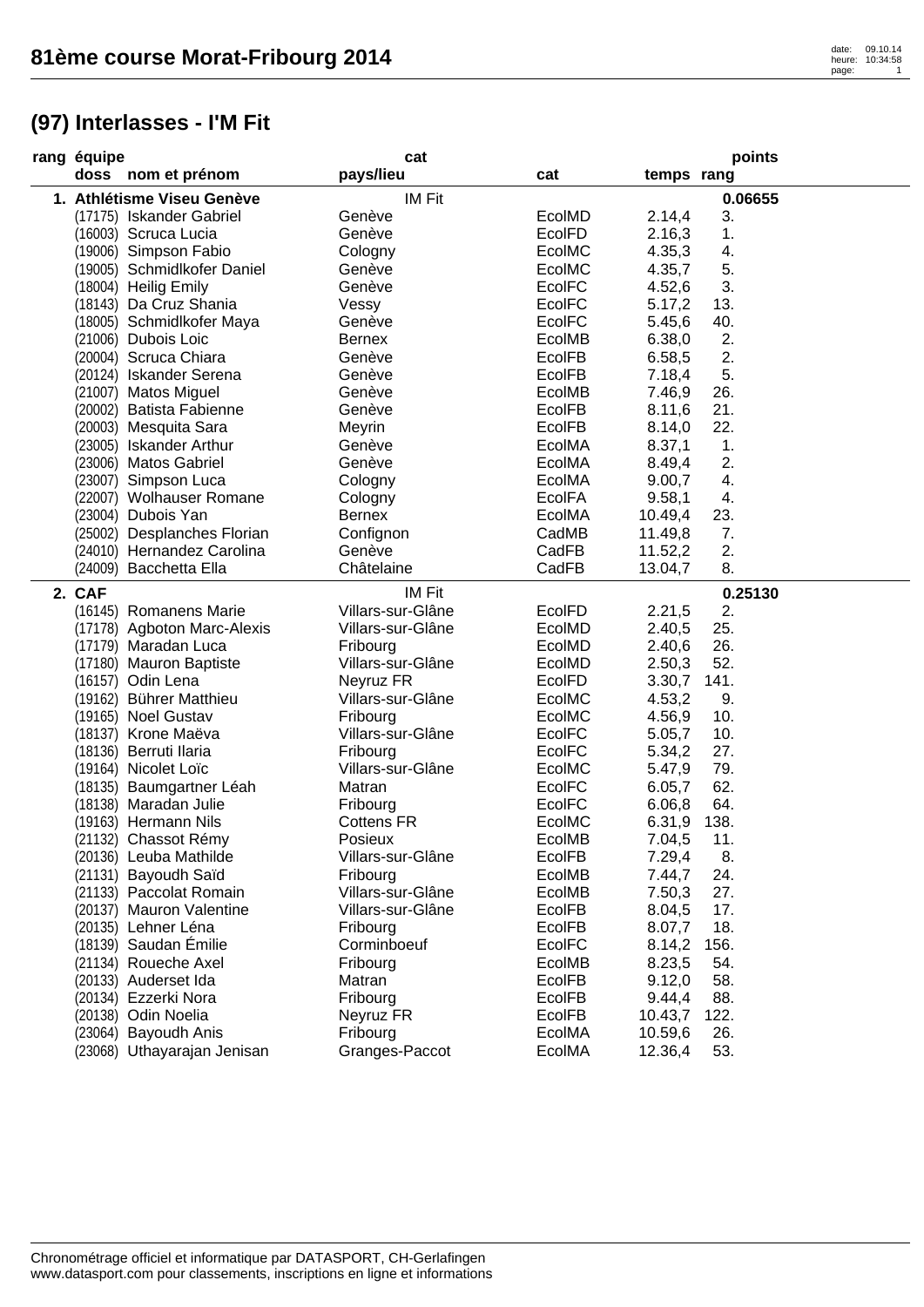# 81ème course Morat-Fribourg 2014

## (97) Interlasses - I'M Fit

| rang | équipe / doss | nom et prénom | cat / pays/lieu | cat | temps | rang | points |
|---|---|---|---|---|---|---|---|
| **1.** | **Athlétisme Viseu Genève** | | IM Fit | | | | **0.06655** |
| | (17175) | Iskander Gabriel | Genève | EcolMD | 2.14,4 | 3. | |
| | (16003) | Scruca Lucia | Genève | EcolFD | 2.16,3 | 1. | |
| | (19006) | Simpson Fabio | Cologny | EcolMC | 4.35,3 | 4. | |
| | (19005) | Schmidlkofer Daniel | Genève | EcolMC | 4.35,7 | 5. | |
| | (18004) | Heilig Emily | Genève | EcolFC | 4.52,6 | 3. | |
| | (18143) | Da Cruz Shania | Vessy | EcolFC | 5.17,2 | 13. | |
| | (18005) | Schmidlkofer Maya | Genève | EcolFC | 5.45,6 | 40. | |
| | (21006) | Dubois Loic | Bernex | EcolMB | 6.38,0 | 2. | |
| | (20004) | Scruca Chiara | Genève | EcolFB | 6.58,5 | 2. | |
| | (20124) | Iskander Serena | Genève | EcolFB | 7.18,4 | 5. | |
| | (21007) | Matos Miguel | Genève | EcolMB | 7.46,9 | 26. | |
| | (20002) | Batista Fabienne | Genève | EcolFB | 8.11,6 | 21. | |
| | (20003) | Mesquita Sara | Meyrin | EcolFB | 8.14,0 | 22. | |
| | (23005) | Iskander Arthur | Genève | EcolMA | 8.37,1 | 1. | |
| | (23006) | Matos Gabriel | Genève | EcolMA | 8.49,4 | 2. | |
| | (23007) | Simpson Luca | Cologny | EcolMA | 9.00,7 | 4. | |
| | (22007) | Wolhauser Romane | Cologny | EcolFA | 9.58,1 | 4. | |
| | (23004) | Dubois Yan | Bernex | EcolMA | 10.49,4 | 23. | |
| | (25002) | Desplanches Florian | Confignon | CadMB | 11.49,8 | 7. | |
| | (24010) | Hernandez Carolina | Genève | CadFB | 11.52,2 | 2. | |
| | (24009) | Bacchetta Ella | Châtelaine | CadFB | 13.04,7 | 8. | |
| **2.** | **CAF** | | IM Fit | | | | **0.25130** |
| | (16145) | Romanens Marie | Villars-sur-Glâne | EcolFD | 2.21,5 | 2. | |
| | (17178) | Agboton Marc-Alexis | Villars-sur-Glâne | EcolMD | 2.40,5 | 25. | |
| | (17179) | Maradan Luca | Fribourg | EcolMD | 2.40,6 | 26. | |
| | (17180) | Mauron Baptiste | Villars-sur-Glâne | EcolMD | 2.50,3 | 52. | |
| | (16157) | Odin Lena | Neyruz FR | EcolFD | 3.30,7 | 141. | |
| | (19162) | Bührer Matthieu | Villars-sur-Glâne | EcolMC | 4.53,2 | 9. | |
| | (19165) | Noel Gustav | Fribourg | EcolMC | 4.56,9 | 10. | |
| | (18137) | Krone Maëva | Villars-sur-Glâne | EcolFC | 5.05,7 | 10. | |
| | (18136) | Berruti Ilaria | Fribourg | EcolFC | 5.34,2 | 27. | |
| | (19164) | Nicolet Loïc | Villars-sur-Glâne | EcolMC | 5.47,9 | 79. | |
| | (18135) | Baumgartner Léah | Matran | EcolFC | 6.05,7 | 62. | |
| | (18138) | Maradan Julie | Fribourg | EcolFC | 6.06,8 | 64. | |
| | (19163) | Hermann Nils | Cottens FR | EcolMC | 6.31,9 | 138. | |
| | (21132) | Chassot Rémy | Posieux | EcolMB | 7.04,5 | 11. | |
| | (20136) | Leuba Mathilde | Villars-sur-Glâne | EcolFB | 7.29,4 | 8. | |
| | (21131) | Bayoudh Saïd | Fribourg | EcolMB | 7.44,7 | 24. | |
| | (21133) | Paccolat Romain | Villars-sur-Glâne | EcolMB | 7.50,3 | 27. | |
| | (20137) | Mauron Valentine | Villars-sur-Glâne | EcolFB | 8.04,5 | 17. | |
| | (20135) | Lehner Léna | Fribourg | EcolFB | 8.07,7 | 18. | |
| | (18139) | Saudan Émilie | Corminboeuf | EcolFC | 8.14,2 | 156. | |
| | (21134) | Roueche Axel | Fribourg | EcolMB | 8.23,5 | 54. | |
| | (20133) | Auderset Ida | Matran | EcolFB | 9.12,0 | 58. | |
| | (20134) | Ezzerki Nora | Fribourg | EcolFB | 9.44,4 | 88. | |
| | (20138) | Odin Noelia | Neyruz FR | EcolFB | 10.43,7 | 122. | |
| | (23064) | Bayoudh Anis | Fribourg | EcolMA | 10.59,6 | 26. | |
| | (23068) | Uthayarajan Jenisan | Granges-Paccot | EcolMA | 12.36,4 | 53. | |

Chronométrage officiel et informatique par DATASPORT, CH-Gerlafingen
www.datasport.com pour classements, inscriptions en ligne et informations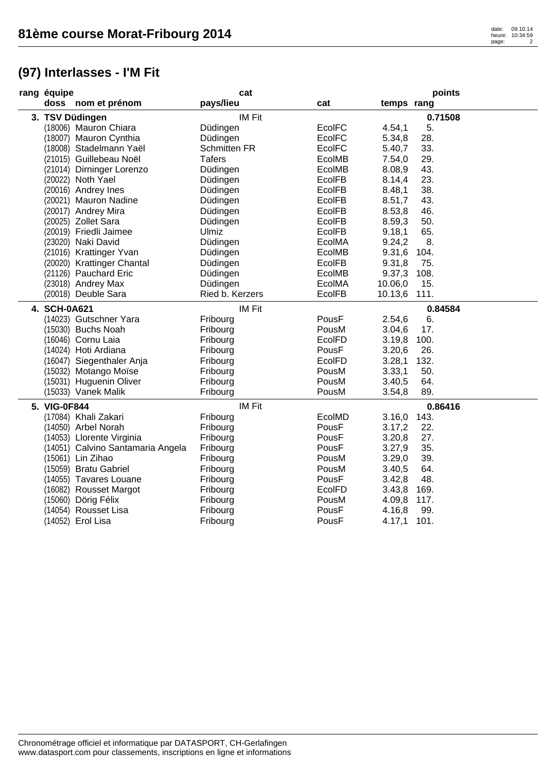# 81ème course Morat-Fribourg 2014

## (97) Interlasses - I'M Fit

| rang | équipe / doss | nom et prénom | cat pays/lieu | cat | temps | rang | points |
|---|---|---|---|---|---|---|---|
| **3.** | **TSV Düdingen** | | IM Fit | | | | **0.71508** |
| | (18006) | Mauron Chiara | Düdingen | EcolFC | 4.54,1 | 5. | |
| | (18007) | Mauron Cynthia | Düdingen | EcolFC | 5.34,8 | 28. | |
| | (18008) | Stadelmann Yaël | Schmitten FR | EcolFC | 5.40,7 | 33. | |
| | (21015) | Guillebeau Noël | Tafers | EcolMB | 7.54,0 | 29. | |
| | (21014) | Dirninger Lorenzo | Düdingen | EcolMB | 8.08,9 | 43. | |
| | (20022) | Noth Yael | Düdingen | EcolFB | 8.14,4 | 23. | |
| | (20016) | Andrey Ines | Düdingen | EcolFB | 8.48,1 | 38. | |
| | (20021) | Mauron Nadine | Düdingen | EcolFB | 8.51,7 | 43. | |
| | (20017) | Andrey Mira | Düdingen | EcolFB | 8.53,8 | 46. | |
| | (20025) | Zollet Sara | Düdingen | EcolFB | 8.59,3 | 50. | |
| | (20019) | Friedli Jaimee | Ulmiz | EcolFB | 9.18,1 | 65. | |
| | (23020) | Naki David | Düdingen | EcolMA | 9.24,2 | 8. | |
| | (21016) | Krattinger Yvan | Düdingen | EcolMB | 9.31,6 | 104. | |
| | (20020) | Krattinger Chantal | Düdingen | EcolFB | 9.31,8 | 75. | |
| | (21126) | Pauchard Eric | Düdingen | EcolMB | 9.37,3 | 108. | |
| | (23018) | Andrey Max | Düdingen | EcolMA | 10.06,0 | 15. | |
| | (20018) | Deuble Sara | Ried b. Kerzers | EcolFB | 10.13,6 | 111. | |
| **4.** | **SCH-0A621** | | IM Fit | | | | **0.84584** |
| | (14023) | Gutschner Yara | Fribourg | PousF | 2.54,6 | 6. | |
| | (15030) | Buchs Noah | Fribourg | PousM | 3.04,6 | 17. | |
| | (16046) | Cornu Laia | Fribourg | EcolFD | 3.19,8 | 100. | |
| | (14024) | Hoti Ardiana | Fribourg | PousF | 3.20,6 | 26. | |
| | (16047) | Siegenthaler Anja | Fribourg | EcolFD | 3.28,1 | 132. | |
| | (15032) | Motango Moïse | Fribourg | PousM | 3.33,1 | 50. | |
| | (15031) | Huguenin Oliver | Fribourg | PousM | 3.40,5 | 64. | |
| | (15033) | Vanek Malik | Fribourg | PousM | 3.54,8 | 89. | |
| **5.** | **VIG-0F844** | | IM Fit | | | | **0.86416** |
| | (17084) | Khali Zakari | Fribourg | EcolMD | 3.16,0 | 143. | |
| | (14050) | Arbel Norah | Fribourg | PousF | 3.17,2 | 22. | |
| | (14053) | Llorente Virginia | Fribourg | PousF | 3.20,8 | 27. | |
| | (14051) | Calvino Santamaria Angela | Fribourg | PousF | 3.27,9 | 35. | |
| | (15061) | Lin Zihao | Fribourg | PousM | 3.29,0 | 39. | |
| | (15059) | Bratu Gabriel | Fribourg | PousM | 3.40,5 | 64. | |
| | (14055) | Tavares Louane | Fribourg | PousF | 3.42,8 | 48. | |
| | (16082) | Rousset Margot | Fribourg | EcolFD | 3.43,8 | 169. | |
| | (15060) | Dörig Félix | Fribourg | PousM | 4.09,8 | 117. | |
| | (14054) | Rousset Lisa | Fribourg | PousF | 4.16,8 | 99. | |
| | (14052) | Erol Lisa | Fribourg | PousF | 4.17,1 | 101. | |

Chronométrage officiel et informatique par DATASPORT, CH-Gerlafingen
www.datasport.com pour classements, inscriptions en ligne et informations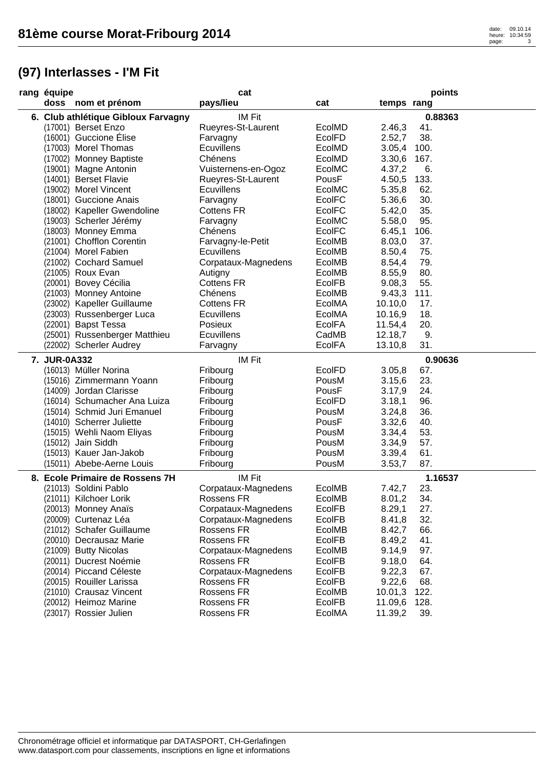## (97) Interlasses - I'M Fit

| rang | équipe / doss | nom et prénom | cat / pays/lieu | cat | temps | rang | points |
|---|---|---|---|---|---|---|---|
| 6. | Club athlétique Gibloux Farvagny | | IM Fit | | | | 0.88363 |
| | (17001) | Berset Enzo | Rueyres-St-Laurent | EcolMD | 2.46,3 | 41. | |
| | (16001) | Guccione Élise | Farvagny | EcolFD | 2.52,7 | 38. | |
| | (17003) | Morel Thomas | Ecuvillens | EcolMD | 3.05,4 | 100. | |
| | (17002) | Monney Baptiste | Chénens | EcolMD | 3.30,6 | 167. | |
| | (19001) | Magne Antonin | Vuisternens-en-Ogoz | EcolMC | 4.37,2 | 6. | |
| | (14001) | Berset Flavie | Rueyres-St-Laurent | PousF | 4.50,5 | 133. | |
| | (19002) | Morel Vincent | Ecuvillens | EcolMC | 5.35,8 | 62. | |
| | (18001) | Guccione Anais | Farvagny | EcolFC | 5.36,6 | 30. | |
| | (18002) | Kapeller Gwendoline | Cottens FR | EcolFC | 5.42,0 | 35. | |
| | (19003) | Scherler Jérémy | Farvagny | EcolMC | 5.58,0 | 95. | |
| | (18003) | Monney Emma | Chénens | EcolFC | 6.45,1 | 106. | |
| | (21001) | Chofflon Corentin | Farvagny-le-Petit | EcolMB | 8.03,0 | 37. | |
| | (21004) | Morel Fabien | Ecuvillens | EcolMB | 8.50,4 | 75. | |
| | (21002) | Cochard Samuel | Corpataux-Magnedens | EcolMB | 8.54,4 | 79. | |
| | (21005) | Roux Evan | Autigny | EcolMB | 8.55,9 | 80. | |
| | (20001) | Bovey Cécilia | Cottens FR | EcolFB | 9.08,3 | 55. | |
| | (21003) | Monney Antoine | Chénens | EcolMB | 9.43,3 | 111. | |
| | (23002) | Kapeller Guillaume | Cottens FR | EcolMA | 10.10,0 | 17. | |
| | (23003) | Russenberger Luca | Ecuvillens | EcolMA | 10.16,9 | 18. | |
| | (22001) | Bapst Tessa | Posieux | EcolFA | 11.54,4 | 20. | |
| | (25001) | Russenberger Matthieu | Ecuvillens | CadMB | 12.18,7 | 9. | |
| | (22002) | Scherler Audrey | Farvagny | EcolFA | 13.10,8 | 31. | |
| 7. | JUR-0A332 | | IM Fit | | | | 0.90636 |
| | (16013) | Müller Norina | Fribourg | EcolFD | 3.05,8 | 67. | |
| | (15016) | Zimmermann Yoann | Fribourg | PousM | 3.15,6 | 23. | |
| | (14009) | Jordan Clarisse | Fribourg | PousF | 3.17,9 | 24. | |
| | (16014) | Schumacher Ana Luiza | Fribourg | EcolFD | 3.18,1 | 96. | |
| | (15014) | Schmid Juri Emanuel | Fribourg | PousM | 3.24,8 | 36. | |
| | (14010) | Scherrer Juliette | Fribourg | PousF | 3.32,6 | 40. | |
| | (15015) | Wehli Naom Eliyas | Fribourg | PousM | 3.34,4 | 53. | |
| | (15012) | Jain Siddh | Fribourg | PousM | 3.34,9 | 57. | |
| | (15013) | Kauer Jan-Jakob | Fribourg | PousM | 3.39,4 | 61. | |
| | (15011) | Abebe-Aerne Louis | Fribourg | PousM | 3.53,7 | 87. | |
| 8. | Ecole Primaire de Rossens 7H | | IM Fit | | | | 1.16537 |
| | (21013) | Soldini Pablo | Corpataux-Magnedens | EcolMB | 7.42,7 | 23. | |
| | (21011) | Kilchoer Lorik | Rossens FR | EcolMB | 8.01,2 | 34. | |
| | (20013) | Monney Anaïs | Corpataux-Magnedens | EcolFB | 8.29,1 | 27. | |
| | (20009) | Curtenaz Léa | Corpataux-Magnedens | EcolFB | 8.41,8 | 32. | |
| | (21012) | Schafer Guillaume | Rossens FR | EcolMB | 8.42,7 | 66. | |
| | (20010) | Decrausaz Marie | Rossens FR | EcolFB | 8.49,2 | 41. | |
| | (21009) | Butty Nicolas | Corpataux-Magnedens | EcolMB | 9.14,9 | 97. | |
| | (20011) | Ducrest Noémie | Rossens FR | EcolFB | 9.18,0 | 64. | |
| | (20014) | Piccand Céleste | Corpataux-Magnedens | EcolFB | 9.22,3 | 67. | |
| | (20015) | Rouiller Larissa | Rossens FR | EcolFB | 9.22,6 | 68. | |
| | (21010) | Crausaz Vincent | Rossens FR | EcolMB | 10.01,3 | 122. | |
| | (20012) | Heimoz Marine | Rossens FR | EcolFB | 11.09,6 | 128. | |
| | (23017) | Rossier Julien | Rossens FR | EcolMA | 11.39,2 | 39. | |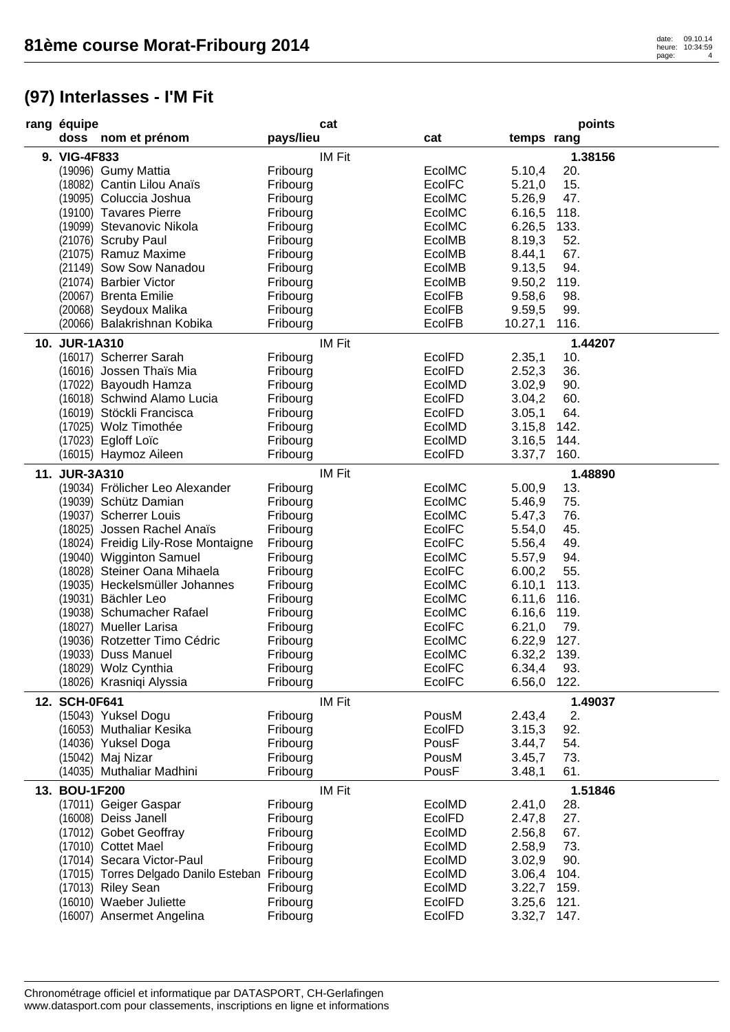# 81ème course Morat-Fribourg 2014

## (97) Interlasses - I'M Fit

| rang | équipe / doss | nom et prénom | pays/lieu | cat | temps | rang | points |
|---|---|---|---|---|---|---|---|
| 9. | VIG-4F833 | | | IM Fit | | | 1.38156 |
| | (19096) | Gumy Mattia | Fribourg | EcolMC | 5.10,4 | 20. | |
| | (18082) | Cantin Lilou Anaïs | Fribourg | EcolFC | 5.21,0 | 15. | |
| | (19095) | Coluccia Joshua | Fribourg | EcolMC | 5.26,9 | 47. | |
| | (19100) | Tavares Pierre | Fribourg | EcolMC | 6.16,5 | 118. | |
| | (19099) | Stevanovic Nikola | Fribourg | EcolMC | 6.26,5 | 133. | |
| | (21076) | Scruby Paul | Fribourg | EcolMB | 8.19,3 | 52. | |
| | (21075) | Ramuz Maxime | Fribourg | EcolMB | 8.44,1 | 67. | |
| | (21149) | Sow Sow Nanadou | Fribourg | EcolMB | 9.13,5 | 94. | |
| | (21074) | Barbier Victor | Fribourg | EcolMB | 9.50,2 | 119. | |
| | (20067) | Brenta Emilie | Fribourg | EcolFB | 9.58,6 | 98. | |
| | (20068) | Seydoux Malika | Fribourg | EcolFB | 9.59,5 | 99. | |
| | (20066) | Balakrishnan Kobika | Fribourg | EcolFB | 10.27,1 | 116. | |
| 10. | JUR-1A310 | | | IM Fit | | | 1.44207 |
| | (16017) | Scherrer Sarah | Fribourg | EcolFD | 2.35,1 | 10. | |
| | (16016) | Jossen Thaïs Mia | Fribourg | EcolFD | 2.52,3 | 36. | |
| | (17022) | Bayoudh Hamza | Fribourg | EcolMD | 3.02,9 | 90. | |
| | (16018) | Schwind Alamo Lucia | Fribourg | EcolFD | 3.04,2 | 60. | |
| | (16019) | Stöckli Francisca | Fribourg | EcolFD | 3.05,1 | 64. | |
| | (17025) | Wolz Timothée | Fribourg | EcolMD | 3.15,8 | 142. | |
| | (17023) | Egloff Loïc | Fribourg | EcolMD | 3.16,5 | 144. | |
| | (16015) | Haymoz Aileen | Fribourg | EcolFD | 3.37,7 | 160. | |
| 11. | JUR-3A310 | | | IM Fit | | | 1.48890 |
| | (19034) | Frölicher Leo Alexander | Fribourg | EcolMC | 5.00,9 | 13. | |
| | (19039) | Schütz Damian | Fribourg | EcolMC | 5.46,9 | 75. | |
| | (19037) | Scherrer Louis | Fribourg | EcolMC | 5.47,3 | 76. | |
| | (18025) | Jossen Rachel Anaïs | Fribourg | EcolFC | 5.54,0 | 45. | |
| | (18024) | Freidig Lily-Rose Montaigne | Fribourg | EcolFC | 5.56,4 | 49. | |
| | (19040) | Wigginton Samuel | Fribourg | EcolMC | 5.57,9 | 94. | |
| | (18028) | Steiner Oana Mihaela | Fribourg | EcolFC | 6.00,2 | 55. | |
| | (19035) | Heckelsmüller Johannes | Fribourg | EcolMC | 6.10,1 | 113. | |
| | (19031) | Bächler Leo | Fribourg | EcolMC | 6.11,6 | 116. | |
| | (19038) | Schumacher Rafael | Fribourg | EcolMC | 6.16,6 | 119. | |
| | (18027) | Mueller Larisa | Fribourg | EcolFC | 6.21,0 | 79. | |
| | (19036) | Rotzetter Timo Cédric | Fribourg | EcolMC | 6.22,9 | 127. | |
| | (19033) | Duss Manuel | Fribourg | EcolMC | 6.32,2 | 139. | |
| | (18029) | Wolz Cynthia | Fribourg | EcolFC | 6.34,4 | 93. | |
| | (18026) | Krasniqi Alyssia | Fribourg | EcolFC | 6.56,0 | 122. | |
| 12. | SCH-0F641 | | | IM Fit | | | 1.49037 |
| | (15043) | Yuksel Dogu | Fribourg | PousM | 2.43,4 | 2. | |
| | (16053) | Muthaliar Kesika | Fribourg | EcolFD | 3.15,3 | 92. | |
| | (14036) | Yuksel Doga | Fribourg | PousF | 3.44,7 | 54. | |
| | (15042) | Maj Nizar | Fribourg | PousM | 3.45,7 | 73. | |
| | (14035) | Muthaliar Madhini | Fribourg | PousF | 3.48,1 | 61. | |
| 13. | BOU-1F200 | | | IM Fit | | | 1.51846 |
| | (17011) | Geiger Gaspar | Fribourg | EcolMD | 2.41,0 | 28. | |
| | (16008) | Deiss Janell | Fribourg | EcolFD | 2.47,8 | 27. | |
| | (17012) | Gobet Geoffray | Fribourg | EcolMD | 2.56,8 | 67. | |
| | (17010) | Cottet Mael | Fribourg | EcolMD | 2.58,9 | 73. | |
| | (17014) | Secara Victor-Paul | Fribourg | EcolMD | 3.02,9 | 90. | |
| | (17015) | Torres Delgado Danilo Esteban | Fribourg | EcolMD | 3.06,4 | 104. | |
| | (17013) | Riley Sean | Fribourg | EcolMD | 3.22,7 | 159. | |
| | (16010) | Waeber Juliette | Fribourg | EcolFD | 3.25,6 | 121. | |
| | (16007) | Ansermet Angelina | Fribourg | EcolFD | 3.32,7 | 147. | |

Chronométrage officiel et informatique par DATASPORT, CH-Gerlafingen
www.datasport.com pour classements, inscriptions en ligne et informations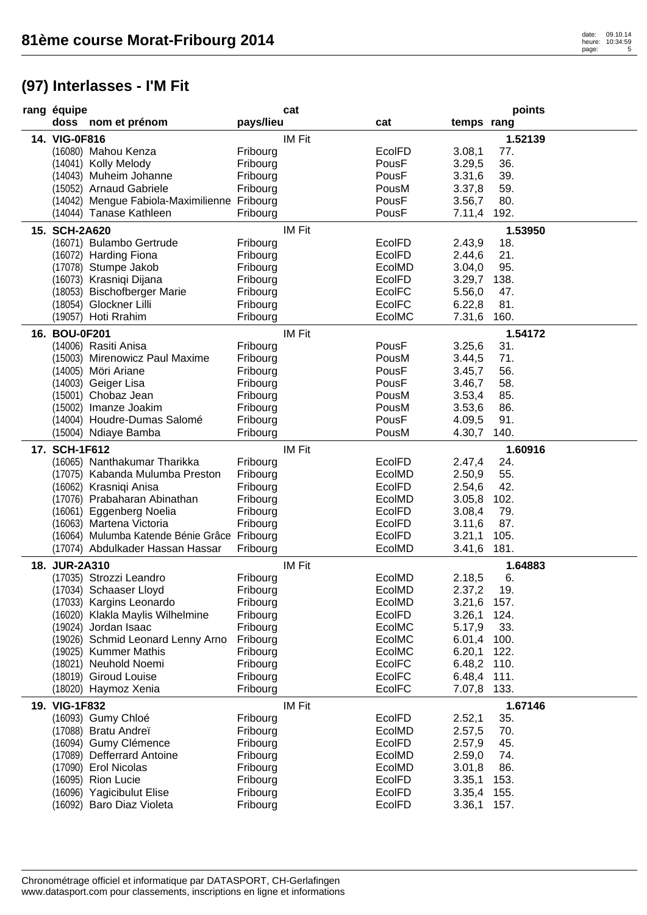## 81ème course Morat-Fribourg 2014

# (97) Interlasses - I'M Fit

| rang | équipe / doss | nom et prénom | pays/lieu | cat | cat | temps | rang | points |
|---|---|---|---|---|---|---|---|---|
| 14. | VIG-0F816 | | | IM Fit | | | | 1.52139 |
| | (16080) | Mahou Kenza | Fribourg | | EcolFD | 3.08,1 | 77. | |
| | (14041) | Kolly Melody | Fribourg | | PousF | 3.29,5 | 36. | |
| | (14043) | Muheim Johanne | Fribourg | | PousF | 3.31,6 | 39. | |
| | (15052) | Arnaud Gabriele | Fribourg | | PousM | 3.37,8 | 59. | |
| | (14042) | Mengue Fabiola-Maximilienne | Fribourg | | PousF | 3.56,7 | 80. | |
| | (14044) | Tanase Kathleen | Fribourg | | PousF | 7.11,4 | 192. | |
| 15. | SCH-2A620 | | | IM Fit | | | | 1.53950 |
| | (16071) | Bulambo Gertrude | Fribourg | | EcolFD | 2.43,9 | 18. | |
| | (16072) | Harding Fiona | Fribourg | | EcolFD | 2.44,6 | 21. | |
| | (17078) | Stumpe Jakob | Fribourg | | EcolMD | 3.04,0 | 95. | |
| | (16073) | Krasniqi Dijana | Fribourg | | EcolFD | 3.29,7 | 138. | |
| | (18053) | Bischofberger Marie | Fribourg | | EcolFC | 5.56,0 | 47. | |
| | (18054) | Glockner Lilli | Fribourg | | EcolFC | 6.22,8 | 81. | |
| | (19057) | Hoti Rrahim | Fribourg | | EcolMC | 7.31,6 | 160. | |
| 16. | BOU-0F201 | | | IM Fit | | | | 1.54172 |
| | (14006) | Rasiti Anisa | Fribourg | | PousF | 3.25,6 | 31. | |
| | (15003) | Mirenowicz Paul Maxime | Fribourg | | PousM | 3.44,5 | 71. | |
| | (14005) | Möri Ariane | Fribourg | | PousF | 3.45,7 | 56. | |
| | (14003) | Geiger Lisa | Fribourg | | PousF | 3.46,7 | 58. | |
| | (15001) | Chobaz Jean | Fribourg | | PousM | 3.53,4 | 85. | |
| | (15002) | Imanze Joakim | Fribourg | | PousM | 3.53,6 | 86. | |
| | (14004) | Houdre-Dumas Salomé | Fribourg | | PousF | 4.09,5 | 91. | |
| | (15004) | Ndiaye Bamba | Fribourg | | PousM | 4.30,7 | 140. | |
| 17. | SCH-1F612 | | | IM Fit | | | | 1.60916 |
| | (16065) | Nanthakumar Tharikka | Fribourg | | EcolFD | 2.47,4 | 24. | |
| | (17075) | Kabanda Mulumba Preston | Fribourg | | EcolMD | 2.50,9 | 55. | |
| | (16062) | Krasniqi Anisa | Fribourg | | EcolFD | 2.54,6 | 42. | |
| | (17076) | Prabaharan Abinathan | Fribourg | | EcolMD | 3.05,8 | 102. | |
| | (16061) | Eggenberg Noelia | Fribourg | | EcolFD | 3.08,4 | 79. | |
| | (16063) | Martena Victoria | Fribourg | | EcolFD | 3.11,6 | 87. | |
| | (16064) | Mulumba Katende Bénie Grâce | Fribourg | | EcolFD | 3.21,1 | 105. | |
| | (17074) | Abdulkader Hassan Hassar | Fribourg | | EcolMD | 3.41,6 | 181. | |
| 18. | JUR-2A310 | | | IM Fit | | | | 1.64883 |
| | (17035) | Strozzi Leandro | Fribourg | | EcolMD | 2.18,5 | 6. | |
| | (17034) | Schaaser Lloyd | Fribourg | | EcolMD | 2.37,2 | 19. | |
| | (17033) | Kargins Leonardo | Fribourg | | EcolMD | 3.21,6 | 157. | |
| | (16020) | Klakla Maylis Wilhelmine | Fribourg | | EcolFD | 3.26,1 | 124. | |
| | (19024) | Jordan Isaac | Fribourg | | EcolMC | 5.17,9 | 33. | |
| | (19026) | Schmid Leonard Lenny Arno | Fribourg | | EcolMC | 6.01,4 | 100. | |
| | (19025) | Kummer Mathis | Fribourg | | EcolMC | 6.20,1 | 122. | |
| | (18021) | Neuhold Noemi | Fribourg | | EcolFC | 6.48,2 | 110. | |
| | (18019) | Giroud Louise | Fribourg | | EcolFC | 6.48,4 | 111. | |
| | (18020) | Haymoz Xenia | Fribourg | | EcolFC | 7.07,8 | 133. | |
| 19. | VIG-1F832 | | | IM Fit | | | | 1.67146 |
| | (16093) | Gumy Chloé | Fribourg | | EcolFD | 2.52,1 | 35. | |
| | (17088) | Bratu Andreï | Fribourg | | EcolMD | 2.57,5 | 70. | |
| | (16094) | Gumy Clémence | Fribourg | | EcolFD | 2.57,9 | 45. | |
| | (17089) | Defferrard Antoine | Fribourg | | EcolMD | 2.59,0 | 74. | |
| | (17090) | Erol Nicolas | Fribourg | | EcolMD | 3.01,8 | 86. | |
| | (16095) | Rion Lucie | Fribourg | | EcolFD | 3.35,1 | 153. | |
| | (16096) | Yagicibulut Elise | Fribourg | | EcolFD | 3.35,4 | 155. | |
| | (16092) | Baro Diaz Violeta | Fribourg | | EcolFD | 3.36,1 | 157. | |

Chronométrage officiel et informatique par DATASPORT, CH-Gerlafingen
www.datasport.com pour classements, inscriptions en ligne et informations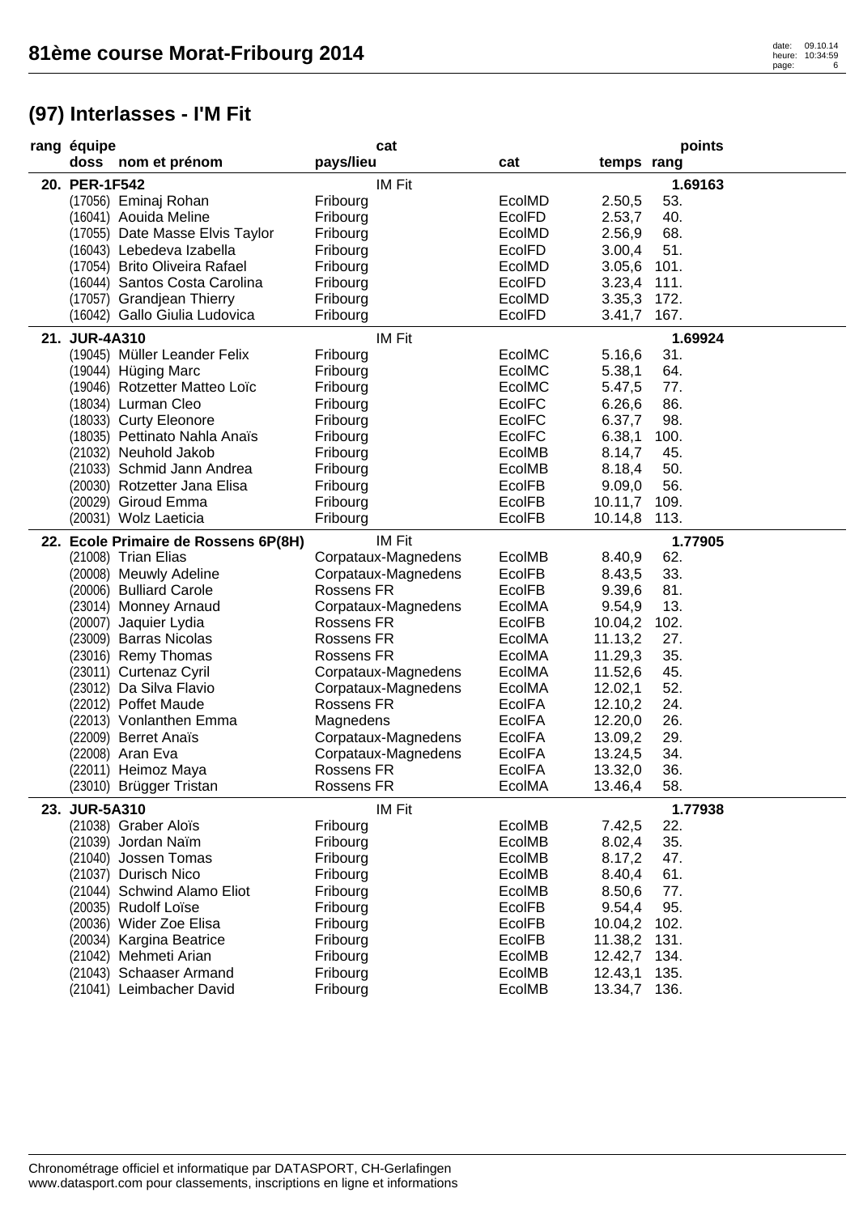# 81ème course Morat-Fribourg 2014

## (97) Interlasses - I'M Fit

| rang | équipe / doss | nom et prénom | cat / pays/lieu | cat | temps | rang | points |
|---|---|---|---|---|---|---|---|
| 20. | PER-1F542 | | IM Fit | | | | 1.69163 |
| | (17056) | Eminaj Rohan | Fribourg | EcolMD | 2.50,5 | 53. | |
| | (16041) | Aouida Meline | Fribourg | EcolFD | 2.53,7 | 40. | |
| | (17055) | Date Masse Elvis Taylor | Fribourg | EcolMD | 2.56,9 | 68. | |
| | (16043) | Lebedeva Izabella | Fribourg | EcolFD | 3.00,4 | 51. | |
| | (17054) | Brito Oliveira Rafael | Fribourg | EcolMD | 3.05,6 | 101. | |
| | (16044) | Santos Costa Carolina | Fribourg | EcolFD | 3.23,4 | 111. | |
| | (17057) | Grandjean Thierry | Fribourg | EcolMD | 3.35,3 | 172. | |
| | (16042) | Gallo Giulia Ludovica | Fribourg | EcolFD | 3.41,7 | 167. | |
| 21. | JUR-4A310 | | IM Fit | | | | 1.69924 |
| | (19045) | Müller Leander Felix | Fribourg | EcolMC | 5.16,6 | 31. | |
| | (19044) | Hüging Marc | Fribourg | EcolMC | 5.38,1 | 64. | |
| | (19046) | Rotzetter Matteo Loïc | Fribourg | EcolMC | 5.47,5 | 77. | |
| | (18034) | Lurman Cleo | Fribourg | EcolFC | 6.26,6 | 86. | |
| | (18033) | Curty Eleonore | Fribourg | EcolFC | 6.37,7 | 98. | |
| | (18035) | Pettinato Nahla Anaïs | Fribourg | EcolFC | 6.38,1 | 100. | |
| | (21032) | Neuhold Jakob | Fribourg | EcolMB | 8.14,7 | 45. | |
| | (21033) | Schmid Jann Andrea | Fribourg | EcolMB | 8.18,4 | 50. | |
| | (20030) | Rotzetter Jana Elisa | Fribourg | EcolFB | 9.09,0 | 56. | |
| | (20029) | Giroud Emma | Fribourg | EcolFB | 10.11,7 | 109. | |
| | (20031) | Wolz Laeticia | Fribourg | EcolFB | 10.14,8 | 113. | |
| 22. | Ecole Primaire de Rossens 6P(8H) | | IM Fit | | | | 1.77905 |
| | (21008) | Trian Elias | Corpataux-Magnedens | EcolMB | 8.40,9 | 62. | |
| | (20008) | Meuwly Adeline | Corpataux-Magnedens | EcolFB | 8.43,5 | 33. | |
| | (20006) | Bulliard Carole | Rossens FR | EcolFB | 9.39,6 | 81. | |
| | (23014) | Monney Arnaud | Corpataux-Magnedens | EcolMA | 9.54,9 | 13. | |
| | (20007) | Jaquier Lydia | Rossens FR | EcolFB | 10.04,2 | 102. | |
| | (23009) | Barras Nicolas | Rossens FR | EcolMA | 11.13,2 | 27. | |
| | (23016) | Remy Thomas | Rossens FR | EcolMA | 11.29,3 | 35. | |
| | (23011) | Curtenaz Cyril | Corpataux-Magnedens | EcolMA | 11.52,6 | 45. | |
| | (23012) | Da Silva Flavio | Corpataux-Magnedens | EcolMA | 12.02,1 | 52. | |
| | (22012) | Poffet Maude | Rossens FR | EcolFA | 12.10,2 | 24. | |
| | (22013) | Vonlanthen Emma | Magnedens | EcolFA | 12.20,0 | 26. | |
| | (22009) | Berret Anaïs | Corpataux-Magnedens | EcolFA | 13.09,2 | 29. | |
| | (22008) | Aran Eva | Corpataux-Magnedens | EcolFA | 13.24,5 | 34. | |
| | (22011) | Heimoz Maya | Rossens FR | EcolFA | 13.32,0 | 36. | |
| | (23010) | Brügger Tristan | Rossens FR | EcolMA | 13.46,4 | 58. | |
| 23. | JUR-5A310 | | IM Fit | | | | 1.77938 |
| | (21038) | Graber Aloïs | Fribourg | EcolMB | 7.42,5 | 22. | |
| | (21039) | Jordan Naïm | Fribourg | EcolMB | 8.02,4 | 35. | |
| | (21040) | Jossen Tomas | Fribourg | EcolMB | 8.17,2 | 47. | |
| | (21037) | Durisch Nico | Fribourg | EcolMB | 8.40,4 | 61. | |
| | (21044) | Schwind Alamo Eliot | Fribourg | EcolMB | 8.50,6 | 77. | |
| | (20035) | Rudolf Loïse | Fribourg | EcolFB | 9.54,4 | 95. | |
| | (20036) | Wider Zoe Elisa | Fribourg | EcolFB | 10.04,2 | 102. | |
| | (20034) | Kargina Beatrice | Fribourg | EcolFB | 11.38,2 | 131. | |
| | (21042) | Mehmeti Arian | Fribourg | EcolMB | 12.42,7 | 134. | |
| | (21043) | Schaaser Armand | Fribourg | EcolMB | 12.43,1 | 135. | |
| | (21041) | Leimbacher David | Fribourg | EcolMB | 13.34,7 | 136. | |

Chronométrage officiel et informatique par DATASPORT, CH-Gerlafingen
www.datasport.com pour classements, inscriptions en ligne et informations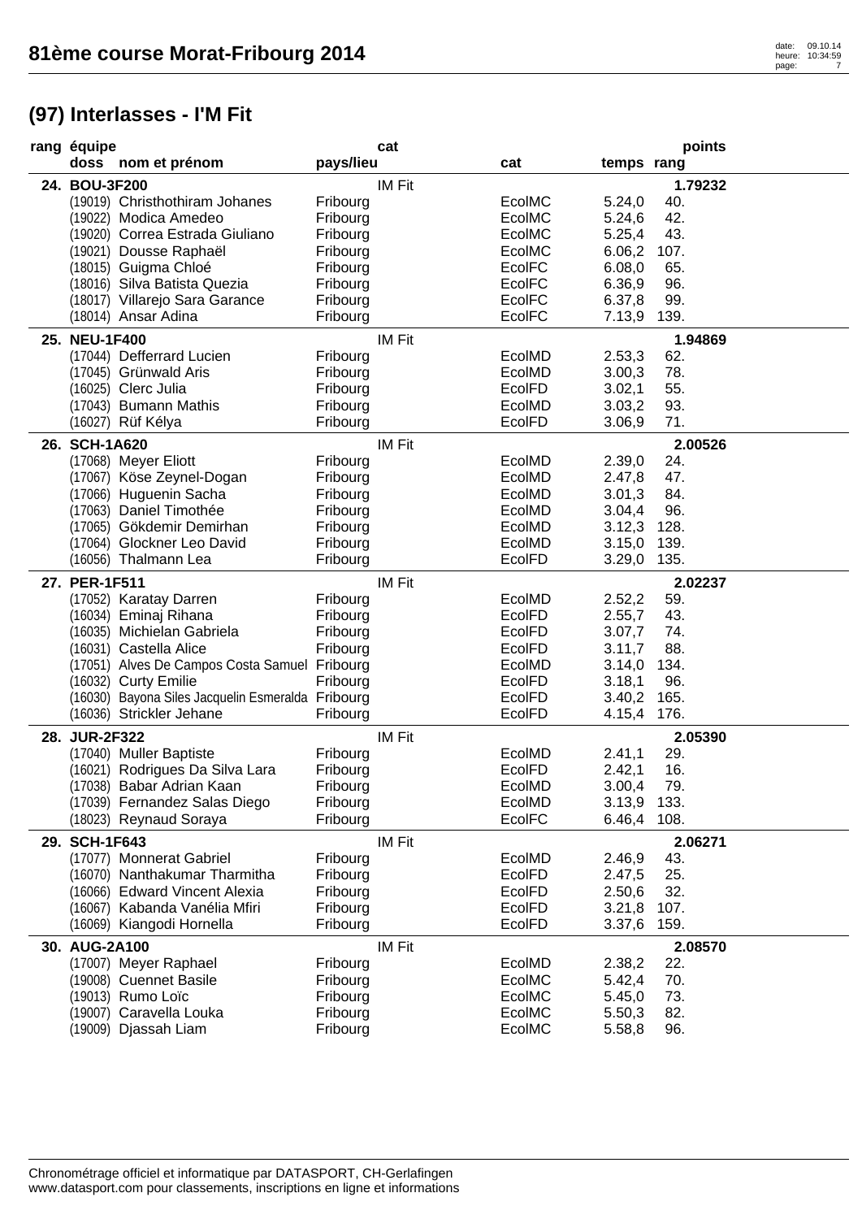# 81ème course Morat-Fribourg 2014

## (97) Interlasses - I'M Fit

| rang | équipe / doss | nom et prénom | pays/lieu | cat | cat | temps | rang | points |
|---|---|---|---|---|---|---|---|---|
| 24. | BOU-3F200 | | | IM Fit | | | | 1.79232 |
| | (19019) | Christhothiram Johanes | Fribourg | | EcolMC | 5.24,0 | 40. | |
| | (19022) | Modica Amedeo | Fribourg | | EcolMC | 5.24,6 | 42. | |
| | (19020) | Correa Estrada Giuliano | Fribourg | | EcolMC | 5.25,4 | 43. | |
| | (19021) | Dousse Raphaël | Fribourg | | EcolMC | 6.06,2 | 107. | |
| | (18015) | Guigma Chloé | Fribourg | | EcolFC | 6.08,0 | 65. | |
| | (18016) | Silva Batista Quezia | Fribourg | | EcolFC | 6.36,9 | 96. | |
| | (18017) | Villarejo Sara Garance | Fribourg | | EcolFC | 6.37,8 | 99. | |
| | (18014) | Ansar Adina | Fribourg | | EcolFC | 7.13,9 | 139. | |
| 25. | NEU-1F400 | | | IM Fit | | | | 1.94869 |
| | (17044) | Defferrard Lucien | Fribourg | | EcolMD | 2.53,3 | 62. | |
| | (17045) | Grünwald Aris | Fribourg | | EcolMD | 3.00,3 | 78. | |
| | (16025) | Clerc Julia | Fribourg | | EcolFD | 3.02,1 | 55. | |
| | (17043) | Bumann Mathis | Fribourg | | EcolMD | 3.03,2 | 93. | |
| | (16027) | Rüf Kélya | Fribourg | | EcolFD | 3.06,9 | 71. | |
| 26. | SCH-1A620 | | | IM Fit | | | | 2.00526 |
| | (17068) | Meyer Eliott | Fribourg | | EcolMD | 2.39,0 | 24. | |
| | (17067) | Köse Zeynel-Dogan | Fribourg | | EcolMD | 2.47,8 | 47. | |
| | (17066) | Huguenin Sacha | Fribourg | | EcolMD | 3.01,3 | 84. | |
| | (17063) | Daniel Timothée | Fribourg | | EcolMD | 3.04,4 | 96. | |
| | (17065) | Gökdemir Demirhan | Fribourg | | EcolMD | 3.12,3 | 128. | |
| | (17064) | Glockner Leo David | Fribourg | | EcolMD | 3.15,0 | 139. | |
| | (16056) | Thalmann Lea | Fribourg | | EcolFD | 3.29,0 | 135. | |
| 27. | PER-1F511 | | | IM Fit | | | | 2.02237 |
| | (17052) | Karatay Darren | Fribourg | | EcolMD | 2.52,2 | 59. | |
| | (16034) | Eminaj Rihana | Fribourg | | EcolFD | 2.55,7 | 43. | |
| | (16035) | Michielan Gabriela | Fribourg | | EcolFD | 3.07,7 | 74. | |
| | (16031) | Castella Alice | Fribourg | | EcolFD | 3.11,7 | 88. | |
| | (17051) | Alves De Campos Costa Samuel | Fribourg | | EcolMD | 3.14,0 | 134. | |
| | (16032) | Curty Emilie | Fribourg | | EcolFD | 3.18,1 | 96. | |
| | (16030) | Bayona Siles Jacquelin Esmeralda | Fribourg | | EcolFD | 3.40,2 | 165. | |
| | (16036) | Strickler Jehane | Fribourg | | EcolFD | 4.15,4 | 176. | |
| 28. | JUR-2F322 | | | IM Fit | | | | 2.05390 |
| | (17040) | Muller Baptiste | Fribourg | | EcolMD | 2.41,1 | 29. | |
| | (16021) | Rodrigues Da Silva Lara | Fribourg | | EcolFD | 2.42,1 | 16. | |
| | (17038) | Babar Adrian Kaan | Fribourg | | EcolMD | 3.00,4 | 79. | |
| | (17039) | Fernandez Salas Diego | Fribourg | | EcolMD | 3.13,9 | 133. | |
| | (18023) | Reynaud Soraya | Fribourg | | EcolFC | 6.46,4 | 108. | |
| 29. | SCH-1F643 | | | IM Fit | | | | 2.06271 |
| | (17077) | Monnerat Gabriel | Fribourg | | EcolMD | 2.46,9 | 43. | |
| | (16070) | Nanthakumar Tharmitha | Fribourg | | EcolFD | 2.47,5 | 25. | |
| | (16066) | Edward Vincent Alexia | Fribourg | | EcolFD | 2.50,6 | 32. | |
| | (16067) | Kabanda Vanélia Mfiri | Fribourg | | EcolFD | 3.21,8 | 107. | |
| | (16069) | Kiangodi Hornella | Fribourg | | EcolFD | 3.37,6 | 159. | |
| 30. | AUG-2A100 | | | IM Fit | | | | 2.08570 |
| | (17007) | Meyer Raphael | Fribourg | | EcolMD | 2.38,2 | 22. | |
| | (19008) | Cuennet Basile | Fribourg | | EcolMC | 5.42,4 | 70. | |
| | (19013) | Rumo Loïc | Fribourg | | EcolMC | 5.45,0 | 73. | |
| | (19007) | Caravella Louka | Fribourg | | EcolMC | 5.50,3 | 82. | |
| | (19009) | Djassah Liam | Fribourg | | EcolMC | 5.58,8 | 96. | |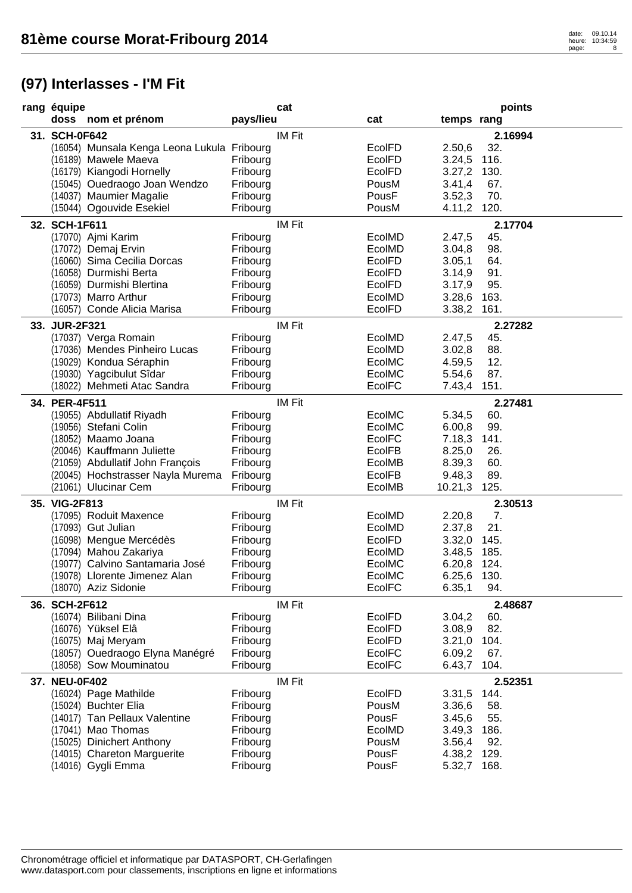# 81ème course Morat-Fribourg 2014

## (97) Interlasses - I'M Fit

| rang | équipe / doss | nom et prénom | pays/lieu | cat | temps | rang | points |
|---|---|---|---|---|---|---|---|
| 31. | SCH-0F642 | | | IM Fit | | | 2.16994 |
| | (16054) | Munsala Kenga Leona Lukula | Fribourg | EcolFD | 2.50,6 | 32. | |
| | (16189) | Mawele Maeva | Fribourg | EcolFD | 3.24,5 | 116. | |
| | (16179) | Kiangodi Hornelly | Fribourg | EcolFD | 3.27,2 | 130. | |
| | (15045) | Ouedraogo Joan Wendzo | Fribourg | PousM | 3.41,4 | 67. | |
| | (14037) | Maumier Magalie | Fribourg | PousF | 3.52,3 | 70. | |
| | (15044) | Ogouvide Esekiel | Fribourg | PousM | 4.11,2 | 120. | |
| 32. | SCH-1F611 | | | IM Fit | | | 2.17704 |
| | (17070) | Ajmi Karim | Fribourg | EcolMD | 2.47,5 | 45. | |
| | (17072) | Demaj Ervin | Fribourg | EcolMD | 3.04,8 | 98. | |
| | (16060) | Sima Cecilia Dorcas | Fribourg | EcolFD | 3.05,1 | 64. | |
| | (16058) | Durmishi Berta | Fribourg | EcolFD | 3.14,9 | 91. | |
| | (16059) | Durmishi Blertina | Fribourg | EcolFD | 3.17,9 | 95. | |
| | (17073) | Marro Arthur | Fribourg | EcolMD | 3.28,6 | 163. | |
| | (16057) | Conde Alicia Marisa | Fribourg | EcolFD | 3.38,2 | 161. | |
| 33. | JUR-2F321 | | | IM Fit | | | 2.27282 |
| | (17037) | Verga Romain | Fribourg | EcolMD | 2.47,5 | 45. | |
| | (17036) | Mendes Pinheiro Lucas | Fribourg | EcolMD | 3.02,8 | 88. | |
| | (19029) | Kondua Séraphin | Fribourg | EcolMC | 4.59,5 | 12. | |
| | (19030) | Yagcibulut Sîdar | Fribourg | EcolMC | 5.54,6 | 87. | |
| | (18022) | Mehmeti Atac Sandra | Fribourg | EcolFC | 7.43,4 | 151. | |
| 34. | PER-4F511 | | | IM Fit | | | 2.27481 |
| | (19055) | Abdullatif Riyadh | Fribourg | EcolMC | 5.34,5 | 60. | |
| | (19056) | Stefani Colin | Fribourg | EcolMC | 6.00,8 | 99. | |
| | (18052) | Maamo Joana | Fribourg | EcolFC | 7.18,3 | 141. | |
| | (20046) | Kauffmann Juliette | Fribourg | EcolFB | 8.25,0 | 26. | |
| | (21059) | Abdullatif John François | Fribourg | EcolMB | 8.39,3 | 60. | |
| | (20045) | Hochstrasser Nayla Murema | Fribourg | EcolFB | 9.48,3 | 89. | |
| | (21061) | Ulucinar Cem | Fribourg | EcolMB | 10.21,3 | 125. | |
| 35. | VIG-2F813 | | | IM Fit | | | 2.30513 |
| | (17095) | Roduit Maxence | Fribourg | EcolMD | 2.20,8 | 7. | |
| | (17093) | Gut Julian | Fribourg | EcolMD | 2.37,8 | 21. | |
| | (16098) | Mengue Mercédès | Fribourg | EcolFD | 3.32,0 | 145. | |
| | (17094) | Mahou Zakariya | Fribourg | EcolMD | 3.48,5 | 185. | |
| | (19077) | Calvino Santamaria José | Fribourg | EcolMC | 6.20,8 | 124. | |
| | (19078) | Llorente Jimenez Alan | Fribourg | EcolMC | 6.25,6 | 130. | |
| | (18070) | Aziz Sidonie | Fribourg | EcolFC | 6.35,1 | 94. | |
| 36. | SCH-2F612 | | | IM Fit | | | 2.48687 |
| | (16074) | Bilibani Dina | Fribourg | EcolFD | 3.04,2 | 60. | |
| | (16076) | Yüksel Elâ | Fribourg | EcolFD | 3.08,9 | 82. | |
| | (16075) | Maj Meryam | Fribourg | EcolFD | 3.21,0 | 104. | |
| | (18057) | Ouedraogo Elyna Manégré | Fribourg | EcolFC | 6.09,2 | 67. | |
| | (18058) | Sow Mouminatou | Fribourg | EcolFC | 6.43,7 | 104. | |
| 37. | NEU-0F402 | | | IM Fit | | | 2.52351 |
| | (16024) | Page Mathilde | Fribourg | EcolFD | 3.31,5 | 144. | |
| | (15024) | Buchter Elia | Fribourg | PousM | 3.36,6 | 58. | |
| | (14017) | Tan Pellaux Valentine | Fribourg | PousF | 3.45,6 | 55. | |
| | (17041) | Mao Thomas | Fribourg | EcolMD | 3.49,3 | 186. | |
| | (15025) | Dinichert Anthony | Fribourg | PousM | 3.56,4 | 92. | |
| | (14015) | Chareton Marguerite | Fribourg | PousF | 4.38,2 | 129. | |
| | (14016) | Gygli Emma | Fribourg | PousF | 5.32,7 | 168. | |

Chronométrage officiel et informatique par DATASPORT, CH-Gerlafingen
www.datasport.com pour classements, inscriptions en ligne et informations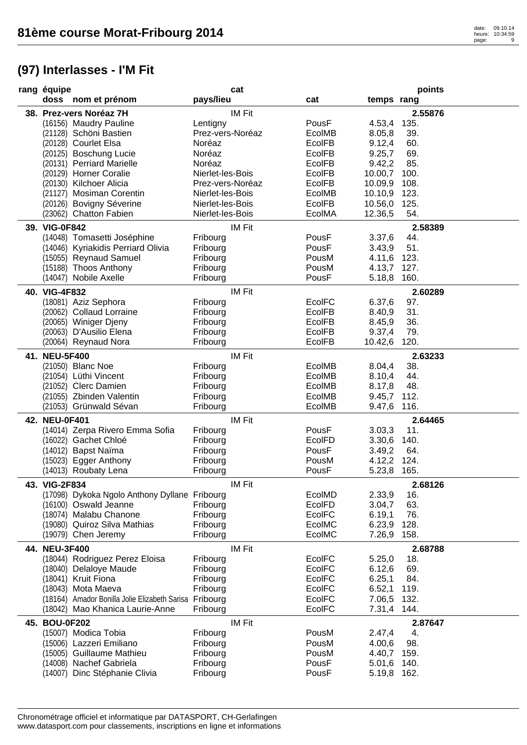# 81ème course Morat-Fribourg 2014

## (97) Interlasses - I'M Fit

| rang | équipe / doss | nom et prénom | pays/lieu | cat | temps | rang | points |
|---|---|---|---|---|---|---|---|
| 38. | Prez-vers Noréaz 7H | | | IM Fit | | | 2.55876 |
| | (16156) | Maudry Pauline | Lentigny | PousF | 4.53,4 | 135. | |
| | (21128) | Schöni Bastien | Prez-vers-Noréaz | EcolMB | 8.05,8 | 39. | |
| | (20128) | Courlet Elsa | Noréaz | EcolFB | 9.12,4 | 60. | |
| | (20125) | Boschung Lucie | Noréaz | EcolFB | 9.25,7 | 69. | |
| | (20131) | Perriard Marielle | Noréaz | EcolFB | 9.42,2 | 85. | |
| | (20129) | Horner Coralie | Nierlet-les-Bois | EcolFB | 10.00,7 | 100. | |
| | (20130) | Kilchoer Alicia | Prez-vers-Noréaz | EcolFB | 10.09,9 | 108. | |
| | (21127) | Mosiman Corentin | Nierlet-les-Bois | EcolMB | 10.10,9 | 123. | |
| | (20126) | Bovigny Séverine | Nierlet-les-Bois | EcolFB | 10.56,0 | 125. | |
| | (23062) | Chatton Fabien | Nierlet-les-Bois | EcolMA | 12.36,5 | 54. | |
| 39. | VIG-0F842 | | | IM Fit | | | 2.58389 |
| | (14048) | Tomasetti Joséphine | Fribourg | PousF | 3.37,6 | 44. | |
| | (14046) | Kyriakidis Perriard Olivia | Fribourg | PousF | 3.43,9 | 51. | |
| | (15055) | Reynaud Samuel | Fribourg | PousM | 4.11,6 | 123. | |
| | (15188) | Thoos Anthony | Fribourg | PousM | 4.13,7 | 127. | |
| | (14047) | Nobile Axelle | Fribourg | PousF | 5.18,8 | 160. | |
| 40. | VIG-4F832 | | | IM Fit | | | 2.60289 |
| | (18081) | Aziz Sephora | Fribourg | EcolFC | 6.37,6 | 97. | |
| | (20062) | Collaud Lorraine | Fribourg | EcolFB | 8.40,9 | 31. | |
| | (20065) | Winiger Djeny | Fribourg | EcolFB | 8.45,9 | 36. | |
| | (20063) | D'Ausilio Elena | Fribourg | EcolFB | 9.37,4 | 79. | |
| | (20064) | Reynaud Nora | Fribourg | EcolFB | 10.42,6 | 120. | |
| 41. | NEU-5F400 | | | IM Fit | | | 2.63233 |
| | (21050) | Blanc Noe | Fribourg | EcolMB | 8.04,4 | 38. | |
| | (21054) | Lüthi Vincent | Fribourg | EcolMB | 8.10,4 | 44. | |
| | (21052) | Clerc Damien | Fribourg | EcolMB | 8.17,8 | 48. | |
| | (21055) | Zbinden Valentin | Fribourg | EcolMB | 9.45,7 | 112. | |
| | (21053) | Grünwald Sévan | Fribourg | EcolMB | 9.47,6 | 116. | |
| 42. | NEU-0F401 | | | IM Fit | | | 2.64465 |
| | (14014) | Zerpa Rivero Emma Sofia | Fribourg | PousF | 3.03,3 | 11. | |
| | (16022) | Gachet Chloé | Fribourg | EcolFD | 3.30,6 | 140. | |
| | (14012) | Bapst Naïma | Fribourg | PousF | 3.49,2 | 64. | |
| | (15023) | Egger Anthony | Fribourg | PousM | 4.12,2 | 124. | |
| | (14013) | Roubaty Lena | Fribourg | PousF | 5.23,8 | 165. | |
| 43. | VIG-2F834 | | | IM Fit | | | 2.68126 |
| | (17098) | Dykoka Ngolo Anthony Dyllane | Fribourg | EcolMD | 2.33,9 | 16. | |
| | (16100) | Oswald Jeanne | Fribourg | EcolFD | 3.04,7 | 63. | |
| | (18074) | Malabu Chanone | Fribourg | EcolFC | 6.19,1 | 76. | |
| | (19080) | Quiroz Silva Mathias | Fribourg | EcolMC | 6.23,9 | 128. | |
| | (19079) | Chen Jeremy | Fribourg | EcolMC | 7.26,9 | 158. | |
| 44. | NEU-3F400 | | | IM Fit | | | 2.68788 |
| | (18044) | Rodriguez Perez Eloisa | Fribourg | EcolFC | 5.25,0 | 18. | |
| | (18040) | Delaloye Maude | Fribourg | EcolFC | 6.12,6 | 69. | |
| | (18041) | Kruit Fiona | Fribourg | EcolFC | 6.25,1 | 84. | |
| | (18043) | Mota Maeva | Fribourg | EcolFC | 6.52,1 | 119. | |
| | (18164) | Amador Bonilla Jolie Elizabeth Sarisa | Fribourg | EcolFC | 7.06,5 | 132. | |
| | (18042) | Mao Khanica Laurie-Anne | Fribourg | EcolFC | 7.31,4 | 144. | |
| 45. | BOU-0F202 | | | IM Fit | | | 2.87647 |
| | (15007) | Modica Tobia | Fribourg | PousM | 2.47,4 | 4. | |
| | (15006) | Lazzeri Emiliano | Fribourg | PousM | 4.00,6 | 98. | |
| | (15005) | Guillaume Mathieu | Fribourg | PousM | 4.40,7 | 159. | |
| | (14008) | Nachef Gabriela | Fribourg | PousF | 5.01,6 | 140. | |
| | (14007) | Dinc Stéphanie Clivia | Fribourg | PousF | 5.19,8 | 162. | |

Chronométrage officiel et informatique par DATASPORT, CH-Gerlafingen
www.datasport.com pour classements, inscriptions en ligne et informations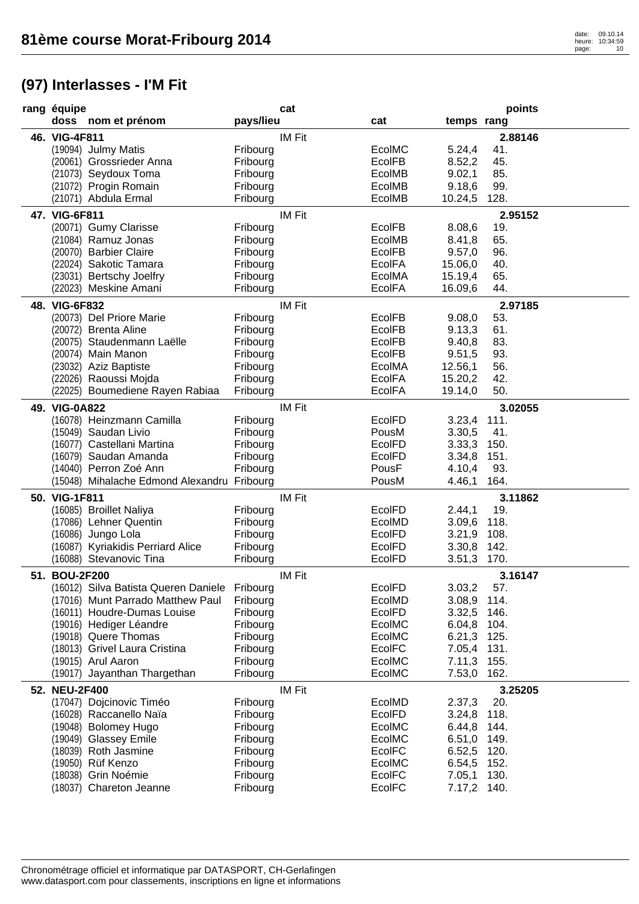# 81ème course Morat-Fribourg 2014

## (97) Interlasses - I'M Fit

| rang | équipe / doss | nom et prénom | pays/lieu | cat | temps | rang | points |
|---|---|---|---|---|---|---|---|
| 46. | VIG-4F811 | | | IM Fit | | | 2.88146 |
| | (19094) | Julmy Matis | Fribourg | EcolMC | 5.24,4 | 41. | |
| | (20061) | Grossrieder Anna | Fribourg | EcolFB | 8.52,2 | 45. | |
| | (21073) | Seydoux Toma | Fribourg | EcolMB | 9.02,1 | 85. | |
| | (21072) | Progin Romain | Fribourg | EcolMB | 9.18,6 | 99. | |
| | (21071) | Abdula Ermal | Fribourg | EcolMB | 10.24,5 | 128. | |
| 47. | VIG-6F811 | | | IM Fit | | | 2.95152 |
| | (20071) | Gumy Clarisse | Fribourg | EcolFB | 8.08,6 | 19. | |
| | (21084) | Ramuz Jonas | Fribourg | EcolMB | 8.41,8 | 65. | |
| | (20070) | Barbier Claire | Fribourg | EcolFB | 9.57,0 | 96. | |
| | (22024) | Sakotic Tamara | Fribourg | EcolFA | 15.06,0 | 40. | |
| | (23031) | Bertschy Joelfry | Fribourg | EcolMA | 15.19,4 | 65. | |
| | (22023) | Meskine Amani | Fribourg | EcolFA | 16.09,6 | 44. | |
| 48. | VIG-6F832 | | | IM Fit | | | 2.97185 |
| | (20073) | Del Priore Marie | Fribourg | EcolFB | 9.08,0 | 53. | |
| | (20072) | Brenta Aline | Fribourg | EcolFB | 9.13,3 | 61. | |
| | (20075) | Staudenmann Laëlle | Fribourg | EcolFB | 9.40,8 | 83. | |
| | (20074) | Main Manon | Fribourg | EcolFB | 9.51,5 | 93. | |
| | (23032) | Aziz Baptiste | Fribourg | EcolMA | 12.56,1 | 56. | |
| | (22026) | Raoussi Mojda | Fribourg | EcolFA | 15.20,2 | 42. | |
| | (22025) | Boumediene Rayen Rabiaa | Fribourg | EcolFA | 19.14,0 | 50. | |
| 49. | VIG-0A822 | | | IM Fit | | | 3.02055 |
| | (16078) | Heinzmann Camilla | Fribourg | EcolFD | 3.23,4 | 111. | |
| | (15049) | Saudan Livio | Fribourg | PousM | 3.30,5 | 41. | |
| | (16077) | Castellani Martina | Fribourg | EcolFD | 3.33,3 | 150. | |
| | (16079) | Saudan Amanda | Fribourg | EcolFD | 3.34,8 | 151. | |
| | (14040) | Perron Zoé Ann | Fribourg | PousF | 4.10,4 | 93. | |
| | (15048) | Mihalache Edmond Alexandru | Fribourg | PousM | 4.46,1 | 164. | |
| 50. | VIG-1F811 | | | IM Fit | | | 3.11862 |
| | (16085) | Broillet Naliya | Fribourg | EcolFD | 2.44,1 | 19. | |
| | (17086) | Lehner Quentin | Fribourg | EcolMD | 3.09,6 | 118. | |
| | (16086) | Jungo Lola | Fribourg | EcolFD | 3.21,9 | 108. | |
| | (16087) | Kyriakidis Perriard Alice | Fribourg | EcolFD | 3.30,8 | 142. | |
| | (16088) | Stevanovic Tina | Fribourg | EcolFD | 3.51,3 | 170. | |
| 51. | BOU-2F200 | | | IM Fit | | | 3.16147 |
| | (16012) | Silva Batista Queren Daniele | Fribourg | EcolFD | 3.03,2 | 57. | |
| | (17016) | Munt Parrado Matthew Paul | Fribourg | EcolMD | 3.08,9 | 114. | |
| | (16011) | Houdre-Dumas Louise | Fribourg | EcolFD | 3.32,5 | 146. | |
| | (19016) | Hediger Léandre | Fribourg | EcolMC | 6.04,8 | 104. | |
| | (19018) | Quere Thomas | Fribourg | EcolMC | 6.21,3 | 125. | |
| | (18013) | Grivel Laura Cristina | Fribourg | EcolFC | 7.05,4 | 131. | |
| | (19015) | Arul Aaron | Fribourg | EcolMC | 7.11,3 | 155. | |
| | (19017) | Jayanthan Thargethan | Fribourg | EcolMC | 7.53,0 | 162. | |
| 52. | NEU-2F400 | | | IM Fit | | | 3.25205 |
| | (17047) | Dojcinovic Timéo | Fribourg | EcolMD | 2.37,3 | 20. | |
| | (16028) | Raccanello Naïa | Fribourg | EcolFD | 3.24,8 | 118. | |
| | (19048) | Bolomey Hugo | Fribourg | EcolMC | 6.44,8 | 144. | |
| | (19049) | Glassey Emile | Fribourg | EcolMC | 6.51,0 | 149. | |
| | (18039) | Roth Jasmine | Fribourg | EcolFC | 6.52,5 | 120. | |
| | (19050) | Rüf Kenzo | Fribourg | EcolMC | 6.54,5 | 152. | |
| | (18038) | Grin Noémie | Fribourg | EcolFC | 7.05,1 | 130. | |
| | (18037) | Chareton Jeanne | Fribourg | EcolFC | 7.17,2 | 140. | |

Chronométrage officiel et informatique par DATASPORT, CH-Gerlafingen
www.datasport.com pour classements, inscriptions en ligne et informations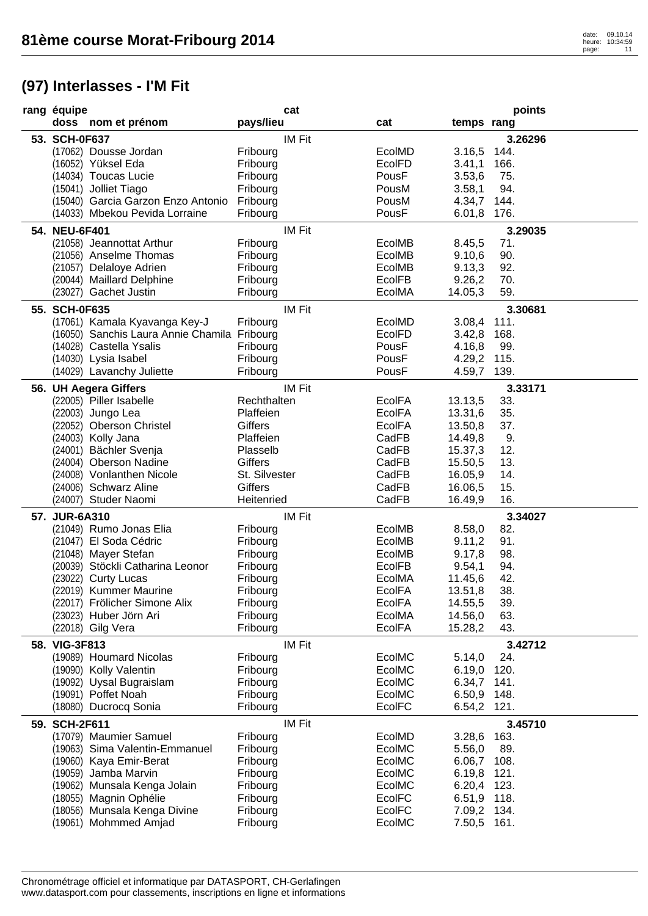# 81ème course Morat-Fribourg 2014

## (97) Interlasses - I'M Fit

| rang | équipe / doss | nom et prénom | cat / pays/lieu | cat | temps | rang | points |
|---|---|---|---|---|---|---|---|
| 53. | SCH-0F637 | | IM Fit | | | | 3.26296 |
| | (17062) | Dousse Jordan | Fribourg | EcolMD | 3.16,5 | 144. | |
| | (16052) | Yüksel Eda | Fribourg | EcolFD | 3.41,1 | 166. | |
| | (14034) | Toucas Lucie | Fribourg | PousF | 3.53,6 | 75. | |
| | (15041) | Jolliet Tiago | Fribourg | PousM | 3.58,1 | 94. | |
| | (15040) | Garcia Garzon Enzo Antonio | Fribourg | PousM | 4.34,7 | 144. | |
| | (14033) | Mbekou Pevida Lorraine | Fribourg | PousF | 6.01,8 | 176. | |
| 54. | NEU-6F401 | | IM Fit | | | | 3.29035 |
| | (21058) | Jeannottat Arthur | Fribourg | EcolMB | 8.45,5 | 71. | |
| | (21056) | Anselme Thomas | Fribourg | EcolMB | 9.10,6 | 90. | |
| | (21057) | Delaloye Adrien | Fribourg | EcolMB | 9.13,3 | 92. | |
| | (20044) | Maillard Delphine | Fribourg | EcolFB | 9.26,2 | 70. | |
| | (23027) | Gachet Justin | Fribourg | EcolMA | 14.05,3 | 59. | |
| 55. | SCH-0F635 | | IM Fit | | | | 3.30681 |
| | (17061) | Kamala Kyavanga Key-J | Fribourg | EcolMD | 3.08,4 | 111. | |
| | (16050) | Sanchis Laura Annie Chamila | Fribourg | EcolFD | 3.42,8 | 168. | |
| | (14028) | Castella Ysalis | Fribourg | PousF | 4.16,8 | 99. | |
| | (14030) | Lysia Isabel | Fribourg | PousF | 4.29,2 | 115. | |
| | (14029) | Lavanchy Juliette | Fribourg | PousF | 4.59,7 | 139. | |
| 56. | UH Aegera Giffers | | IM Fit | | | | 3.33171 |
| | (22005) | Piller Isabelle | Rechthalten | EcolFA | 13.13,5 | 33. | |
| | (22003) | Jungo Lea | Plaffeien | EcolFA | 13.31,6 | 35. | |
| | (22052) | Oberson Christel | Giffers | EcolFA | 13.50,8 | 37. | |
| | (24003) | Kolly Jana | Plaffeien | CadFB | 14.49,8 | 9. | |
| | (24001) | Bächler Svenja | Plasselb | CadFB | 15.37,3 | 12. | |
| | (24004) | Oberson Nadine | Giffers | CadFB | 15.50,5 | 13. | |
| | (24008) | Vonlanthen Nicole | St. Silvester | CadFB | 16.05,9 | 14. | |
| | (24006) | Schwarz Aline | Giffers | CadFB | 16.06,5 | 15. | |
| | (24007) | Studer Naomi | Heitenried | CadFB | 16.49,9 | 16. | |
| 57. | JUR-6A310 | | IM Fit | | | | 3.34027 |
| | (21049) | Rumo Jonas Elia | Fribourg | EcolMB | 8.58,0 | 82. | |
| | (21047) | El Soda Cédric | Fribourg | EcolMB | 9.11,2 | 91. | |
| | (21048) | Mayer Stefan | Fribourg | EcolMB | 9.17,8 | 98. | |
| | (20039) | Stöckli Catharina Leonor | Fribourg | EcolFB | 9.54,1 | 94. | |
| | (23022) | Curty Lucas | Fribourg | EcolMA | 11.45,6 | 42. | |
| | (22019) | Kummer Maurine | Fribourg | EcolFA | 13.51,8 | 38. | |
| | (22017) | Frölicher Simone Alix | Fribourg | EcolFA | 14.55,5 | 39. | |
| | (23023) | Huber Jörn Ari | Fribourg | EcolMA | 14.56,0 | 63. | |
| | (22018) | Gilg Vera | Fribourg | EcolFA | 15.28,2 | 43. | |
| 58. | VIG-3F813 | | IM Fit | | | | 3.42712 |
| | (19089) | Houmard Nicolas | Fribourg | EcolMC | 5.14,0 | 24. | |
| | (19090) | Kolly Valentin | Fribourg | EcolMC | 6.19,0 | 120. | |
| | (19092) | Uysal Bugraislam | Fribourg | EcolMC | 6.34,7 | 141. | |
| | (19091) | Poffet Noah | Fribourg | EcolMC | 6.50,9 | 148. | |
| | (18080) | Ducrocq Sonia | Fribourg | EcolFC | 6.54,2 | 121. | |
| 59. | SCH-2F611 | | IM Fit | | | | 3.45710 |
| | (17079) | Maumier Samuel | Fribourg | EcolMD | 3.28,6 | 163. | |
| | (19063) | Sima Valentin-Emmanuel | Fribourg | EcolMC | 5.56,0 | 89. | |
| | (19060) | Kaya Emir-Berat | Fribourg | EcolMC | 6.06,7 | 108. | |
| | (19059) | Jamba Marvin | Fribourg | EcolMC | 6.19,8 | 121. | |
| | (19062) | Munsala Kenga Jolain | Fribourg | EcolMC | 6.20,4 | 123. | |
| | (18055) | Magnin Ophélie | Fribourg | EcolFC | 6.51,9 | 118. | |
| | (18056) | Munsala Kenga Divine | Fribourg | EcolFC | 7.09,2 | 134. | |
| | (19061) | Mohmmed Amjad | Fribourg | EcolMC | 7.50,5 | 161. | |

Chronométrage officiel et informatique par DATASPORT, CH-Gerlafingen
www.datasport.com pour classements, inscriptions en ligne et informations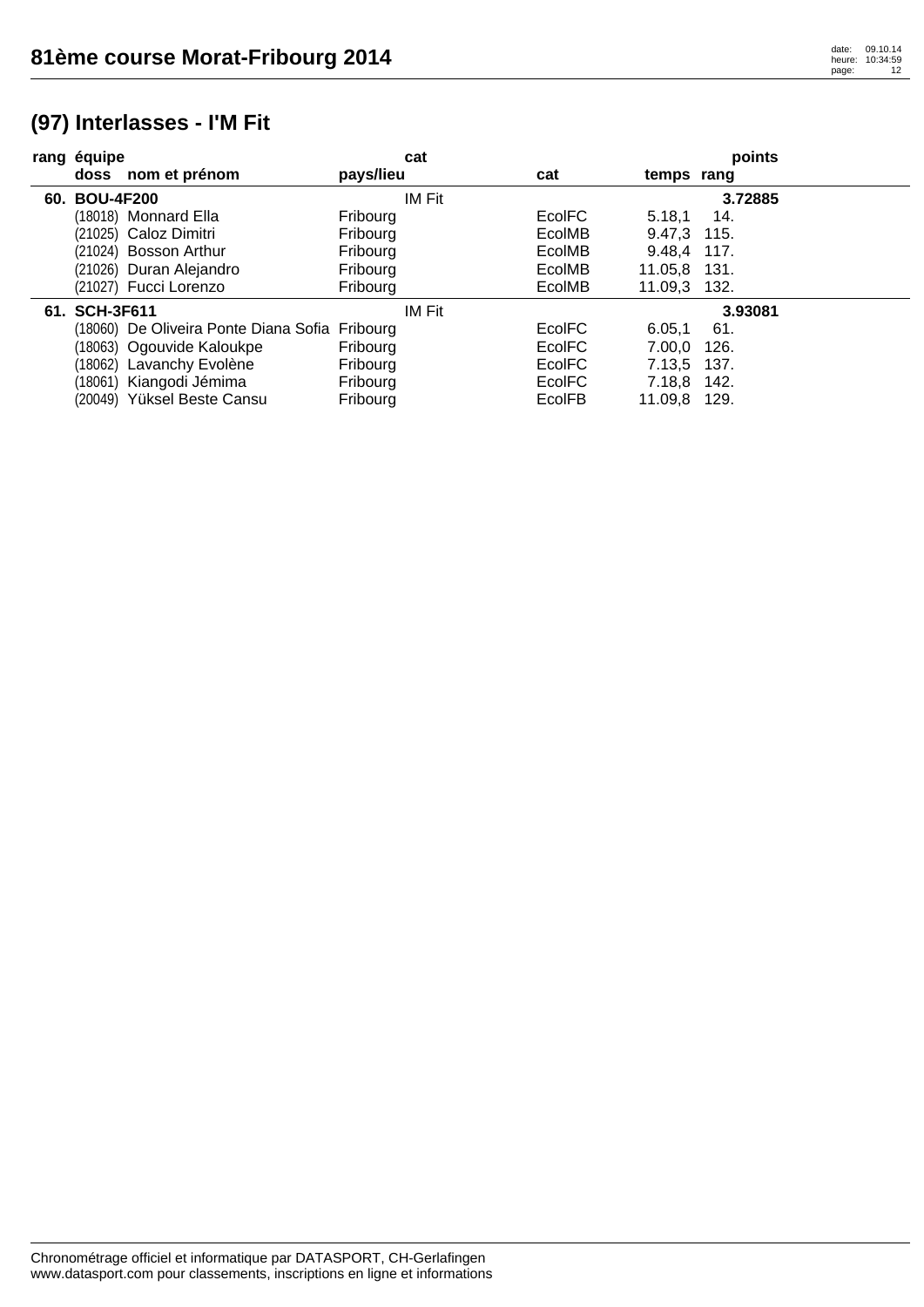# 81ème course Morat-Fribourg 2014

## (97) Interlasses - I'M Fit

| rang | équipe / doss | nom et prénom | cat / pays/lieu | cat | temps | rang | points |
|---|---|---|---|---|---|---|---|
| 60. | **BOU-4F200** | | IM Fit | | | | **3.72885** |
| | (18018) | Monnard Ella | Fribourg | EcolFC | 5.18,1 | 14. | |
| | (21025) | Caloz Dimitri | Fribourg | EcolMB | 9.47,3 | 115. | |
| | (21024) | Bosson Arthur | Fribourg | EcolMB | 9.48,4 | 117. | |
| | (21026) | Duran Alejandro | Fribourg | EcolMB | 11.05,8 | 131. | |
| | (21027) | Fucci Lorenzo | Fribourg | EcolMB | 11.09,3 | 132. | |
| 61. | **SCH-3F611** | | IM Fit | | | | **3.93081** |
| | (18060) | De Oliveira Ponte Diana Sofia | Fribourg | EcolFC | 6.05,1 | 61. | |
| | (18063) | Ogouvide Kaloukpe | Fribourg | EcolFC | 7.00,0 | 126. | |
| | (18062) | Lavanchy Evolène | Fribourg | EcolFC | 7.13,5 | 137. | |
| | (18061) | Kiangodi Jémima | Fribourg | EcolFC | 7.18,8 | 142. | |
| | (20049) | Yüksel Beste Cansu | Fribourg | EcolFB | 11.09,8 | 129. | |

Chronométrage officiel et informatique par DATASPORT, CH-Gerlafingen
www.datasport.com pour classements, inscriptions en ligne et informations